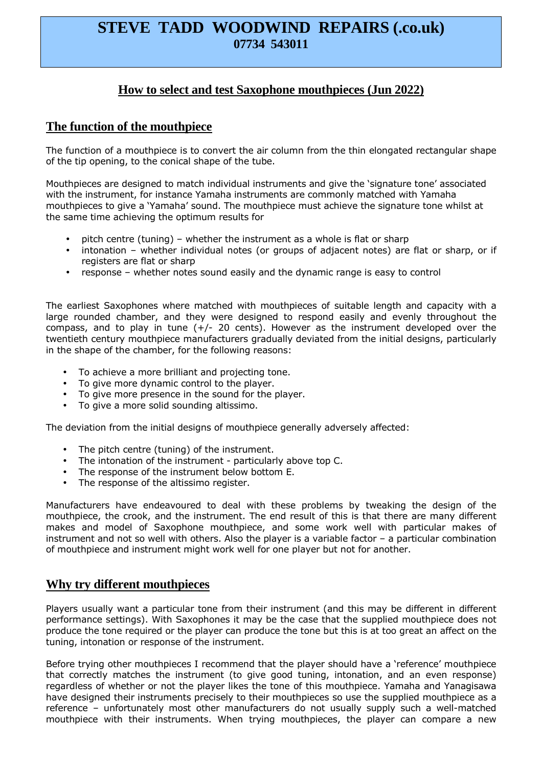# STEVE TADD WOODWIND REPAIRS (.co.uk)
**07734 543011**

## How to select and test Saxophone mouthpieces (Jun 2022)

### The function of the mouthpiece

The function of a mouthpiece is to convert the air column from the thin elongated rectangular shape of the tip opening, to the conical shape of the tube.

Mouthpieces are designed to match individual instruments and give the 'signature tone' associated with the instrument, for instance Yamaha instruments are commonly matched with Yamaha mouthpieces to give a 'Yamaha' sound. The mouthpiece must achieve the signature tone whilst at the same time achieving the optimum results for

- pitch centre (tuning) – whether the instrument as a whole is flat or sharp
- intonation – whether individual notes (or groups of adjacent notes) are flat or sharp, or if registers are flat or sharp
- response – whether notes sound easily and the dynamic range is easy to control

The earliest Saxophones where matched with mouthpieces of suitable length and capacity with a large rounded chamber, and they were designed to respond easily and evenly throughout the compass, and to play in tune (+/- 20 cents). However as the instrument developed over the twentieth century mouthpiece manufacturers gradually deviated from the initial designs, particularly in the shape of the chamber, for the following reasons:

- To achieve a more brilliant and projecting tone.
- To give more dynamic control to the player.
- To give more presence in the sound for the player.
- To give a more solid sounding altissimo.

The deviation from the initial designs of mouthpiece generally adversely affected:

- The pitch centre (tuning) of the instrument.
- The intonation of the instrument - particularly above top C.
- The response of the instrument below bottom E.
- The response of the altissimo register.

Manufacturers have endeavoured to deal with these problems by tweaking the design of the mouthpiece, the crook, and the instrument. The end result of this is that there are many different makes and model of Saxophone mouthpiece, and some work well with particular makes of instrument and not so well with others. Also the player is a variable factor – a particular combination of mouthpiece and instrument might work well for one player but not for another.

### Why try different mouthpieces

Players usually want a particular tone from their instrument (and this may be different in different performance settings). With Saxophones it may be the case that the supplied mouthpiece does not produce the tone required or the player can produce the tone but this is at too great an affect on the tuning, intonation or response of the instrument.

Before trying other mouthpieces I recommend that the player should have a 'reference' mouthpiece that correctly matches the instrument (to give good tuning, intonation, and an even response) regardless of whether or not the player likes the tone of this mouthpiece. Yamaha and Yanagisawa have designed their instruments precisely to their mouthpieces so use the supplied mouthpiece as a reference – unfortunately most other manufacturers do not usually supply such a well-matched mouthpiece with their instruments. When trying mouthpieces, the player can compare a new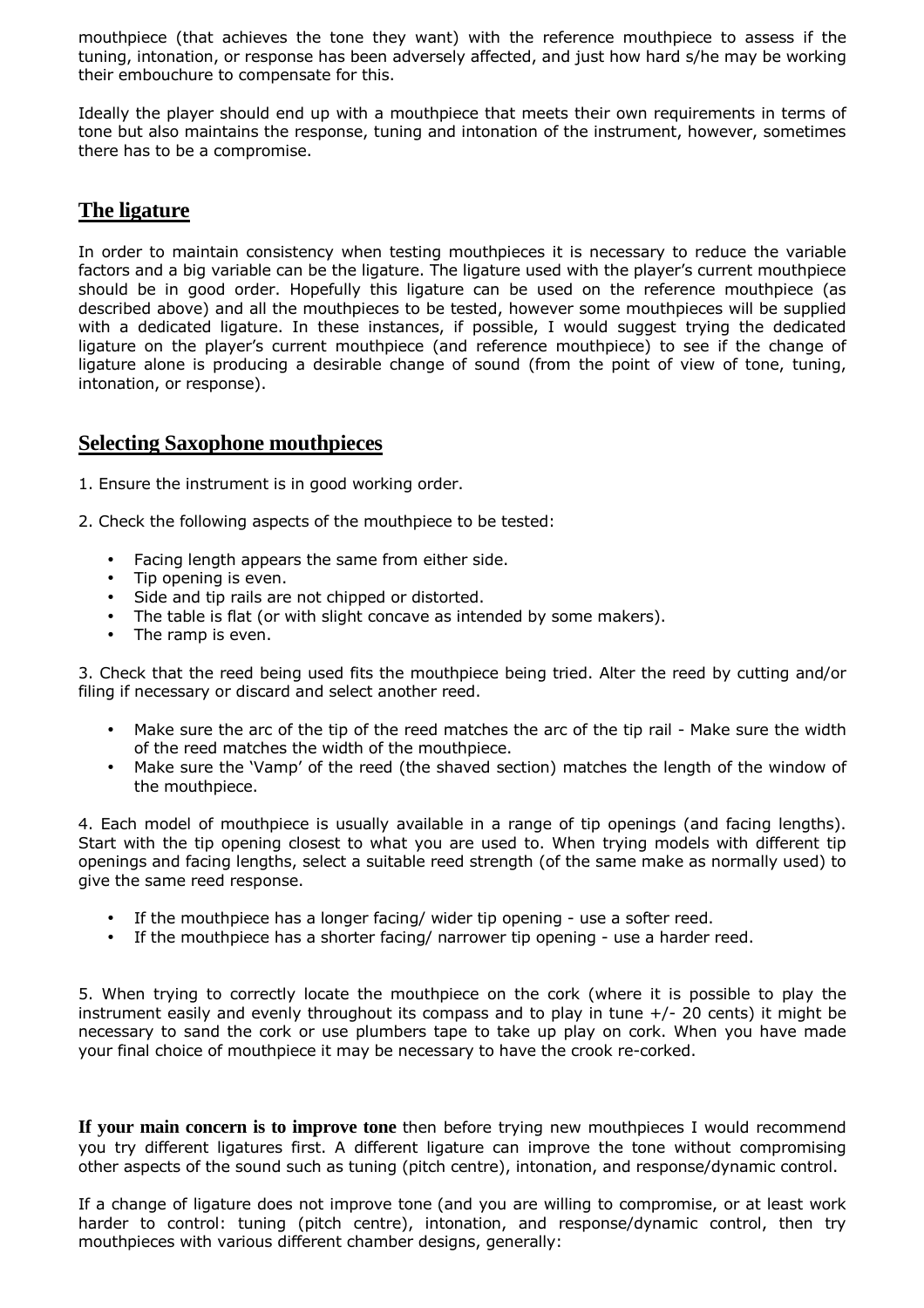mouthpiece (that achieves the tone they want) with the reference mouthpiece to assess if the tuning, intonation, or response has been adversely affected, and just how hard s/he may be working their embouchure to compensate for this.

Ideally the player should end up with a mouthpiece that meets their own requirements in terms of tone but also maintains the response, tuning and intonation of the instrument, however, sometimes there has to be a compromise.

## The ligature

In order to maintain consistency when testing mouthpieces it is necessary to reduce the variable factors and a big variable can be the ligature. The ligature used with the player's current mouthpiece should be in good order. Hopefully this ligature can be used on the reference mouthpiece (as described above) and all the mouthpieces to be tested, however some mouthpieces will be supplied with a dedicated ligature. In these instances, if possible, I would suggest trying the dedicated ligature on the player's current mouthpiece (and reference mouthpiece) to see if the change of ligature alone is producing a desirable change of sound (from the point of view of tone, tuning, intonation, or response).

## Selecting Saxophone mouthpieces

1. Ensure the instrument is in good working order.

2. Check the following aspects of the mouthpiece to be tested:

- Facing length appears the same from either side.
- Tip opening is even.
- Side and tip rails are not chipped or distorted.
- The table is flat (or with slight concave as intended by some makers).
- The ramp is even.

3. Check that the reed being used fits the mouthpiece being tried. Alter the reed by cutting and/or filing if necessary or discard and select another reed.

- Make sure the arc of the tip of the reed matches the arc of the tip rail - Make sure the width of the reed matches the width of the mouthpiece.
- Make sure the 'Vamp' of the reed (the shaved section) matches the length of the window of the mouthpiece.

4. Each model of mouthpiece is usually available in a range of tip openings (and facing lengths). Start with the tip opening closest to what you are used to. When trying models with different tip openings and facing lengths, select a suitable reed strength (of the same make as normally used) to give the same reed response.

- If the mouthpiece has a longer facing/ wider tip opening - use a softer reed.
- If the mouthpiece has a shorter facing/ narrower tip opening - use a harder reed.

5. When trying to correctly locate the mouthpiece on the cork (where it is possible to play the instrument easily and evenly throughout its compass and to play in tune +/- 20 cents) it might be necessary to sand the cork or use plumbers tape to take up play on cork. When you have made your final choice of mouthpiece it may be necessary to have the crook re-corked.

**If your main concern is to improve tone** then before trying new mouthpieces I would recommend you try different ligatures first. A different ligature can improve the tone without compromising other aspects of the sound such as tuning (pitch centre), intonation, and response/dynamic control.

If a change of ligature does not improve tone (and you are willing to compromise, or at least work harder to control: tuning (pitch centre), intonation, and response/dynamic control, then try mouthpieces with various different chamber designs, generally: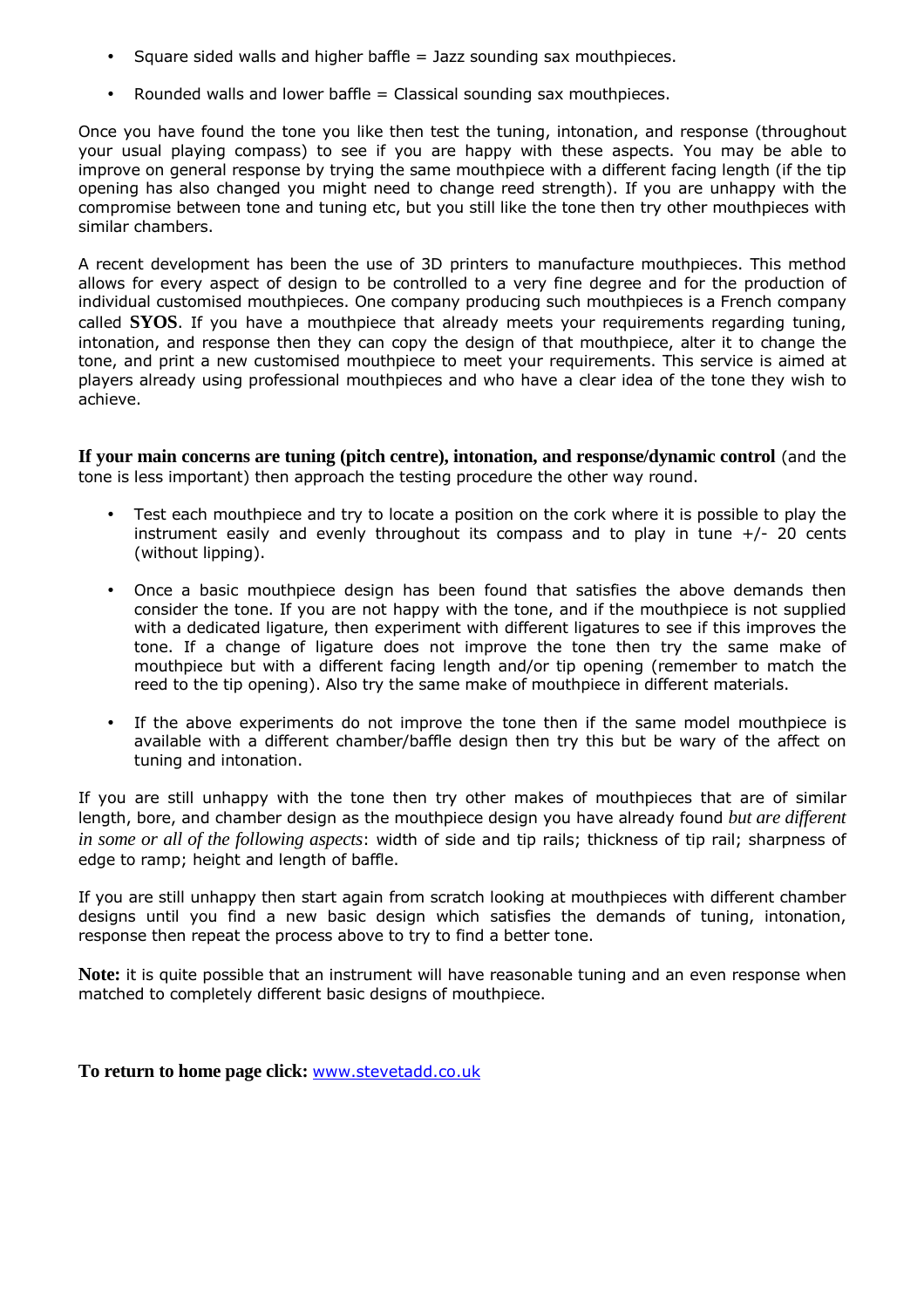- Square sided walls and higher baffle = Jazz sounding sax mouthpieces.
- Rounded walls and lower baffle = Classical sounding sax mouthpieces.

Once you have found the tone you like then test the tuning, intonation, and response (throughout your usual playing compass) to see if you are happy with these aspects. You may be able to improve on general response by trying the same mouthpiece with a different facing length (if the tip opening has also changed you might need to change reed strength). If you are unhappy with the compromise between tone and tuning etc, but you still like the tone then try other mouthpieces with similar chambers.

A recent development has been the use of 3D printers to manufacture mouthpieces. This method allows for every aspect of design to be controlled to a very fine degree and for the production of individual customised mouthpieces. One company producing such mouthpieces is a French company called **SYOS**. If you have a mouthpiece that already meets your requirements regarding tuning, intonation, and response then they can copy the design of that mouthpiece, alter it to change the tone, and print a new customised mouthpiece to meet your requirements. This service is aimed at players already using professional mouthpieces and who have a clear idea of the tone they wish to achieve.

**If your main concerns are tuning (pitch centre), intonation, and response/dynamic control** (and the tone is less important) then approach the testing procedure the other way round.

- Test each mouthpiece and try to locate a position on the cork where it is possible to play the instrument easily and evenly throughout its compass and to play in tune +/- 20 cents (without lipping).
- Once a basic mouthpiece design has been found that satisfies the above demands then consider the tone. If you are not happy with the tone, and if the mouthpiece is not supplied with a dedicated ligature, then experiment with different ligatures to see if this improves the tone. If a change of ligature does not improve the tone then try the same make of mouthpiece but with a different facing length and/or tip opening (remember to match the reed to the tip opening). Also try the same make of mouthpiece in different materials.
- If the above experiments do not improve the tone then if the same model mouthpiece is available with a different chamber/baffle design then try this but be wary of the affect on tuning and intonation.

If you are still unhappy with the tone then try other makes of mouthpieces that are of similar length, bore, and chamber design as the mouthpiece design you have already found *but are different in some or all of the following aspects*: width of side and tip rails; thickness of tip rail; sharpness of edge to ramp; height and length of baffle.

If you are still unhappy then start again from scratch looking at mouthpieces with different chamber designs until you find a new basic design which satisfies the demands of tuning, intonation, response then repeat the process above to try to find a better tone.

**Note:** it is quite possible that an instrument will have reasonable tuning and an even response when matched to completely different basic designs of mouthpiece.

**To return to home page click:** [www.stevetadd.co.uk](http://www.stevetadd.co.uk)